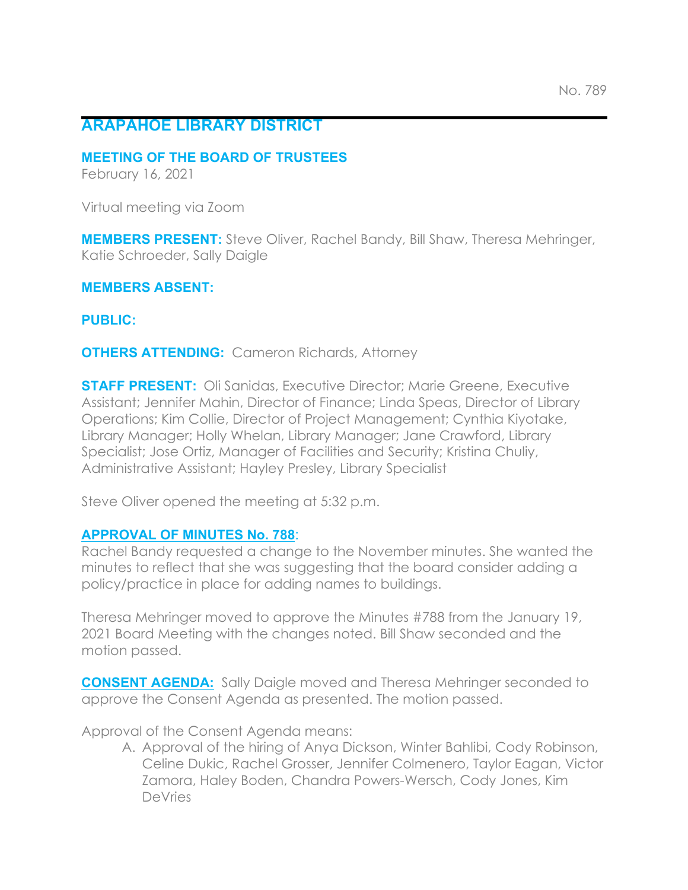No. 789

# ARAPAHOE LIBRARY DISTRICT

## MEETING OF THE BOARD OF TRUSTEES

February 16, 2021

Virtual meeting via Zoom

**MEMBERS PRESENT:** Steve Oliver, Rachel Bandy, Bill Shaw, Theresa Mehringer, Katie Schroeder, Sally Daigle

**MEMBERS ABSENT:**

**PUBLIC:**

**OTHERS ATTENDING:** Cameron Richards, Attorney

**STAFF PRESENT:** Oli Sanidas, Executive Director; Marie Greene, Executive Assistant; Jennifer Mahin, Director of Finance; Linda Speas, Director of Library Operations; Kim Collie, Director of Project Management; Cynthia Kiyotake, Library Manager; Holly Whelan, Library Manager; Jane Crawford, Library Specialist; Jose Ortiz, Manager of Facilities and Security; Kristina Chuliy, Administrative Assistant; Hayley Presley, Library Specialist

Steve Oliver opened the meeting at 5:32 p.m.

**APPROVAL OF MINUTES No. 788**:
Rachel Bandy requested a change to the November minutes. She wanted the minutes to reflect that she was suggesting that the board consider adding a policy/practice in place for adding names to buildings.

Theresa Mehringer moved to approve the Minutes #788 from the January 19, 2021 Board Meeting with the changes noted. Bill Shaw seconded and the motion passed.

**CONSENT AGENDA:** Sally Daigle moved and Theresa Mehringer seconded to approve the Consent Agenda as presented. The motion passed.

Approval of the Consent Agenda means:

A. Approval of the hiring of Anya Dickson, Winter Bahlibi, Cody Robinson, Celine Dukic, Rachel Grosser, Jennifer Colmenero, Taylor Eagan, Victor Zamora, Haley Boden, Chandra Powers-Wersch, Cody Jones, Kim DeVries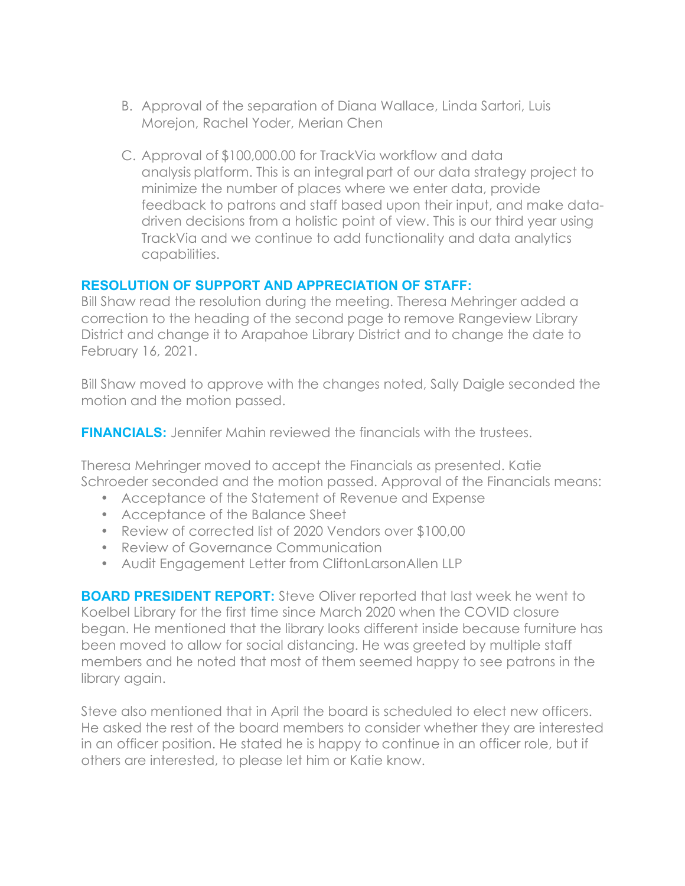B. Approval of the separation of Diana Wallace, Linda Sartori, Luis Morejon, Rachel Yoder, Merian Chen

C. Approval of $100,000.00 for TrackVia workflow and data analysis platform. This is an integral part of our data strategy project to minimize the number of places where we enter data, provide feedback to patrons and staff based upon their input, and make data-driven decisions from a holistic point of view. This is our third year using TrackVia and we continue to add functionality and data analytics capabilities.

**RESOLUTION OF SUPPORT AND APPRECIATION OF STAFF:**
Bill Shaw read the resolution during the meeting. Theresa Mehringer added a correction to the heading of the second page to remove Rangeview Library District and change it to Arapahoe Library District and to change the date to February 16, 2021.

Bill Shaw moved to approve with the changes noted, Sally Daigle seconded the motion and the motion passed.

**FINANCIALS:** Jennifer Mahin reviewed the financials with the trustees.

Theresa Mehringer moved to accept the Financials as presented. Katie Schroeder seconded and the motion passed. Approval of the Financials means:

- Acceptance of the Statement of Revenue and Expense
- Acceptance of the Balance Sheet
- Review of corrected list of 2020 Vendors over $100,00
- Review of Governance Communication
- Audit Engagement Letter from CliftonLarsonAllen LLP

**BOARD PRESIDENT REPORT:** Steve Oliver reported that last week he went to Koelbel Library for the first time since March 2020 when the COVID closure began. He mentioned that the library looks different inside because furniture has been moved to allow for social distancing. He was greeted by multiple staff members and he noted that most of them seemed happy to see patrons in the library again.

Steve also mentioned that in April the board is scheduled to elect new officers. He asked the rest of the board members to consider whether they are interested in an officer position. He stated he is happy to continue in an officer role, but if others are interested, to please let him or Katie know.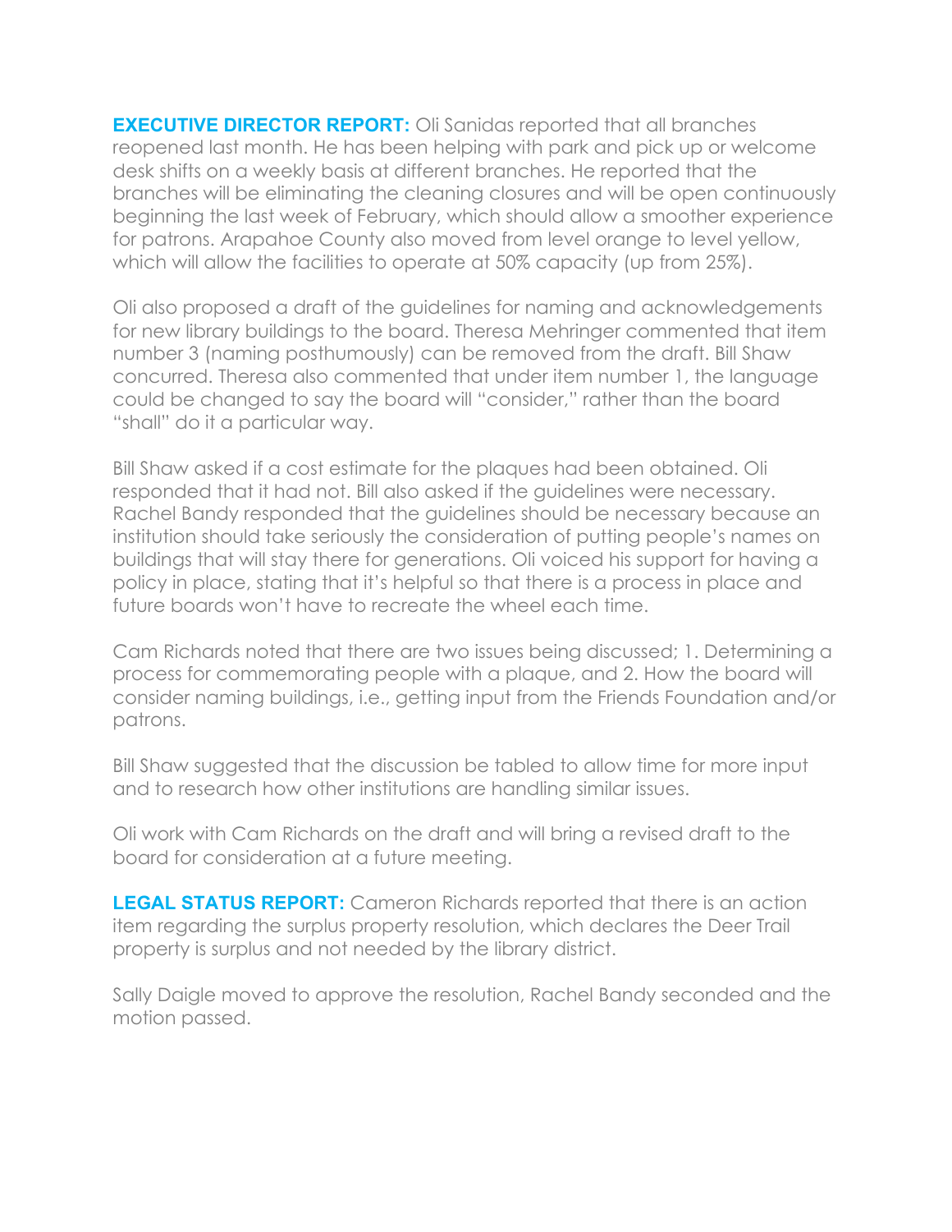**EXECUTIVE DIRECTOR REPORT:** Oli Sanidas reported that all branches reopened last month. He has been helping with park and pick up or welcome desk shifts on a weekly basis at different branches. He reported that the branches will be eliminating the cleaning closures and will be open continuously beginning the last week of February, which should allow a smoother experience for patrons. Arapahoe County also moved from level orange to level yellow, which will allow the facilities to operate at 50% capacity (up from 25%).

Oli also proposed a draft of the guidelines for naming and acknowledgements for new library buildings to the board. Theresa Mehringer commented that item number 3 (naming posthumously) can be removed from the draft. Bill Shaw concurred. Theresa also commented that under item number 1, the language could be changed to say the board will "consider," rather than the board "shall" do it a particular way.

Bill Shaw asked if a cost estimate for the plaques had been obtained. Oli responded that it had not. Bill also asked if the guidelines were necessary. Rachel Bandy responded that the guidelines should be necessary because an institution should take seriously the consideration of putting people's names on buildings that will stay there for generations. Oli voiced his support for having a policy in place, stating that it's helpful so that there is a process in place and future boards won't have to recreate the wheel each time.

Cam Richards noted that there are two issues being discussed; 1. Determining a process for commemorating people with a plaque, and 2. How the board will consider naming buildings, i.e., getting input from the Friends Foundation and/or patrons.

Bill Shaw suggested that the discussion be tabled to allow time for more input and to research how other institutions are handling similar issues.

Oli work with Cam Richards on the draft and will bring a revised draft to the board for consideration at a future meeting.

**LEGAL STATUS REPORT:** Cameron Richards reported that there is an action item regarding the surplus property resolution, which declares the Deer Trail property is surplus and not needed by the library district.

Sally Daigle moved to approve the resolution, Rachel Bandy seconded and the motion passed.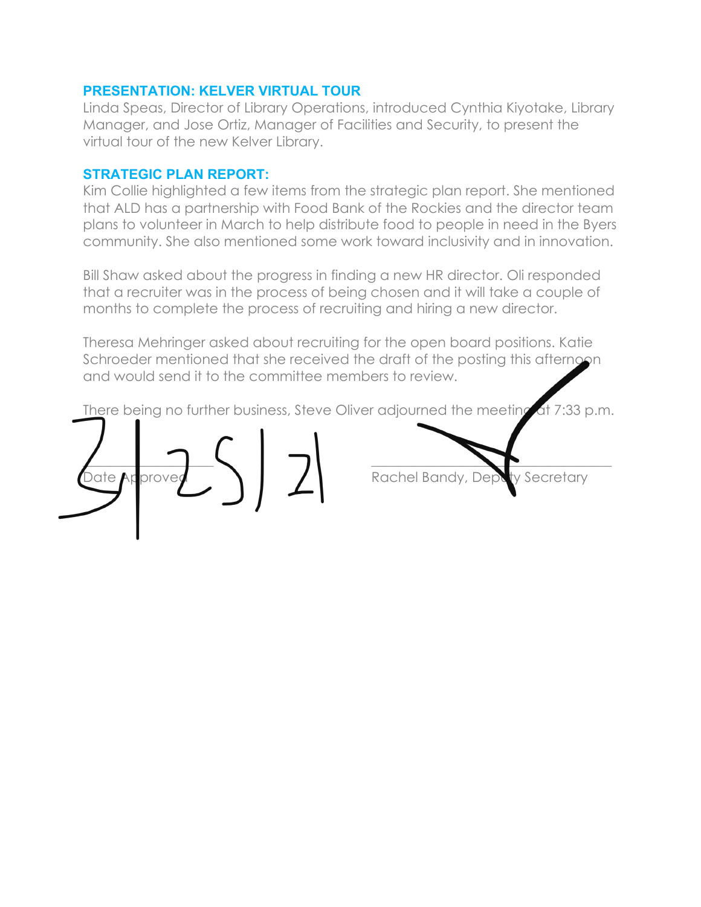## PRESENTATION: KELVER VIRTUAL TOUR

Linda Speas, Director of Library Operations, introduced Cynthia Kiyotake, Library Manager, and Jose Ortiz, Manager of Facilities and Security, to present the virtual tour of the new Kelver Library.

## STRATEGIC PLAN REPORT:

Kim Collie highlighted a few items from the strategic plan report. She mentioned that ALD has a partnership with Food Bank of the Rockies and the director team plans to volunteer in March to help distribute food to people in need in the Byers community. She also mentioned some work toward inclusivity and in innovation.

Bill Shaw asked about the progress in finding a new HR director. Oli responded that a recruiter was in the process of being chosen and it will take a couple of months to complete the process of recruiting and hiring a new director.

Theresa Mehringer asked about recruiting for the open board positions. Katie Schroeder mentioned that she received the draft of the posting this afternoon and would send it to the committee members to review.

There being no further business, Steve Oliver adjourned the meeting at 7:33 p.m.

3/25/21

Date Approved

Rachel Bandy, Deputy Secretary